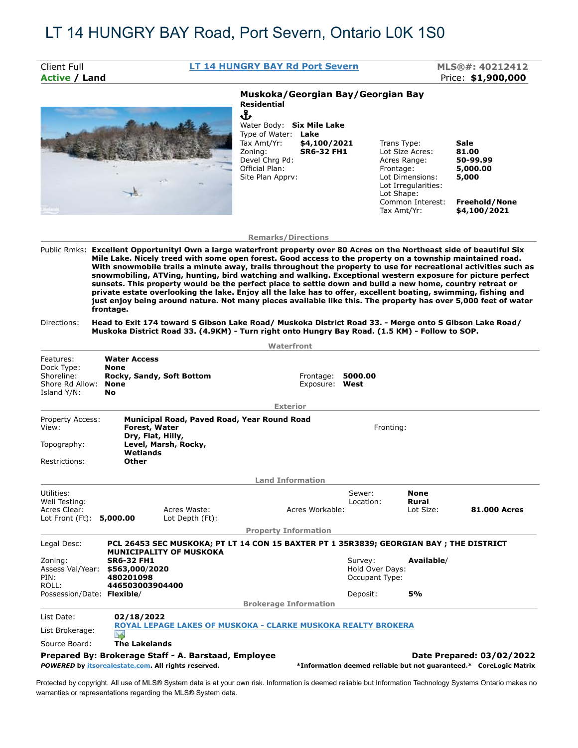# LT 14 HUNGRY BAY Road, Port Severn, Ontario L0K 1S0

| Client Full | LT 14 HUNGRY BAY Rd Port Severn | MLS®#: 40212412 |
|---|---|---|
| **Active / Land** | | Price: **$1,900,000** |

**Muskoka/Georgian Bay/Georgian Bay**

**Residential**

| | | | |
|---|---|---|---|
| Water Body: | **Six Mile Lake** | | |
| Type of Water: | **Lake** | | |
| Tax Amt/Yr: | **$4,100/2021** | Trans Type: | **Sale** |
| Zoning: | **SR6-32 FH1** | Lot Size Acres: | **81.00** |
| Devel Chrg Pd: | | Acres Range: | **50-99.99** |
| Official Plan: | | Frontage: | **5,000.00** |
| Site Plan Apprv: | | Lot Dimensions: | **5,000** |
| | | Lot Irregularities: | |
| | | Lot Shape: | |
| | | Common Interest: | **Freehold/None** |
| | | Tax Amt/Yr: | **$4,100/2021** |

## Remarks/Directions

Public Rmks: **Excellent Opportunity! Own a large waterfront property over 80 Acres on the Northeast side of beautiful Six Mile Lake. Nicely treed with some open forest. Good access to the property on a township maintained road. With snowmobile trails a minute away, trails throughout the property to use for recreational activities such as snowmobiling, ATVing, hunting, bird watching and walking. Exceptional western exposure for picture perfect sunsets. This property would be the perfect place to settle down and build a new home, country retreat or private estate overlooking the lake. Enjoy all the lake has to offer, excellent boating, swimming, fishing and just enjoy being around nature. Not many pieces available like this. The property has over 5,000 feet of water frontage.**

Directions: **Head to Exit 174 toward S Gibson Lake Road/ Muskoka District Road 33. - Merge onto S Gibson Lake Road/ Muskoka District Road 33. (4.9KM) - Turn right onto Hungry Bay Road. (1.5 KM) - Follow to SOP.**

## Waterfront

| | | | |
|---|---|---|---|
| Features: | **Water Access** | | |
| Dock Type: | **None** | | |
| Shoreline: | **Rocky, Sandy, Soft Bottom** | Frontage: | **5000.00** |
| Shore Rd Allow: | **None** | Exposure: | **West** |
| Island Y/N: | **No** | | |

## Exterior

| | | | |
|---|---|---|---|
| Property Access: | **Municipal Road, Paved Road, Year Round Road** | | |
| View: | **Forest, Water** | Fronting: | |
| Topography: | **Dry, Flat, Hilly, Level, Marsh, Rocky, Wetlands** | | |
| Restrictions: | **Other** | | |

## Land Information

| | | | | | |
|---|---|---|---|---|---|
| Utilities: | | | | Sewer: | **None** |
| Well Testing: | | | | Location: | **Rural** |
| Acres Clear: | | Acres Waste: | Acres Workable: | Lot Size: | **81.000 Acres** |
| Lot Front (Ft): | **5,000.00** | Lot Depth (Ft): | | | |

## Property Information

| | | | |
|---|---|---|---|
| Legal Desc: | **PCL 26453 SEC MUSKOKA; PT LT 14 CON 15 BAXTER PT 1 35R3839; GEORGIAN BAY ; THE DISTRICT MUNICIPALITY OF MUSKOKA** | | |
| Zoning: | **SR6-32 FH1** | Survey: | **Available**/ |
| Assess Val/Year: | **$563,000/2020** | Hold Over Days: | |
| PIN: | **480201098** | Occupant Type: | |
| ROLL: | **446503003904400** | | |
| Possession/Date: | **Flexible**/ | Deposit: | **5%** |

## Brokerage Information

| | |
|---|---|
| List Date: | **02/18/2022** |
| List Brokerage: | **ROYAL LEPAGE LAKES OF MUSKOKA - CLARKE MUSKOKA REALTY BROKERA** |
| Source Board: | **The Lakelands** |

**Prepared By: Brokerage Staff - A. Barstaad, Employee** **Date Prepared: 03/02/2022**

***POWERED** by itsorealestate.com. All rights reserved.* ***Information deemed reliable but not guaranteed.* CoreLogic Matrix**

Protected by copyright. All use of MLS® System data is at your own risk. Information is deemed reliable but Information Technology Systems Ontario makes no warranties or representations regarding the MLS® System data.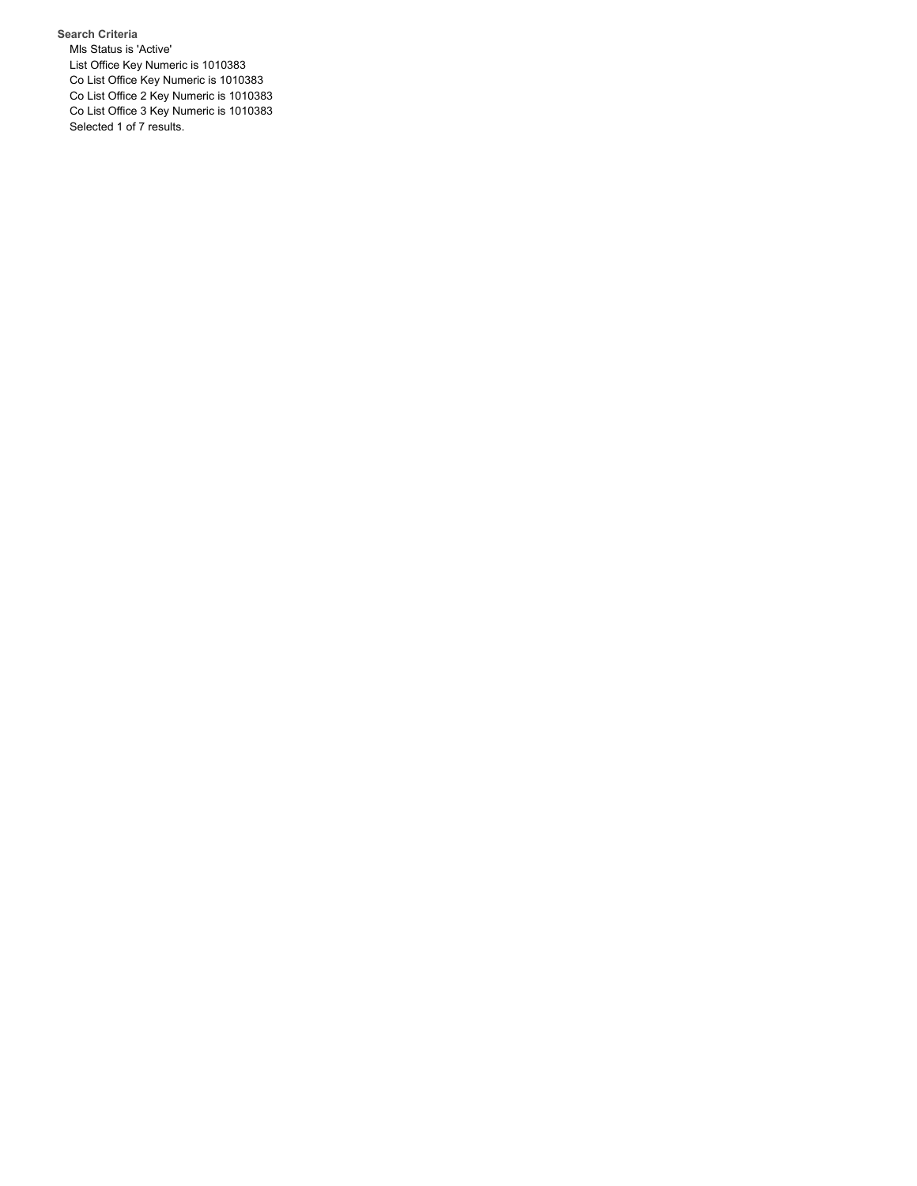**Search Criteria**

Mls Status is 'Active'
List Office Key Numeric is 1010383
Co List Office Key Numeric is 1010383
Co List Office 2 Key Numeric is 1010383
Co List Office 3 Key Numeric is 1010383
Selected 1 of 7 results.